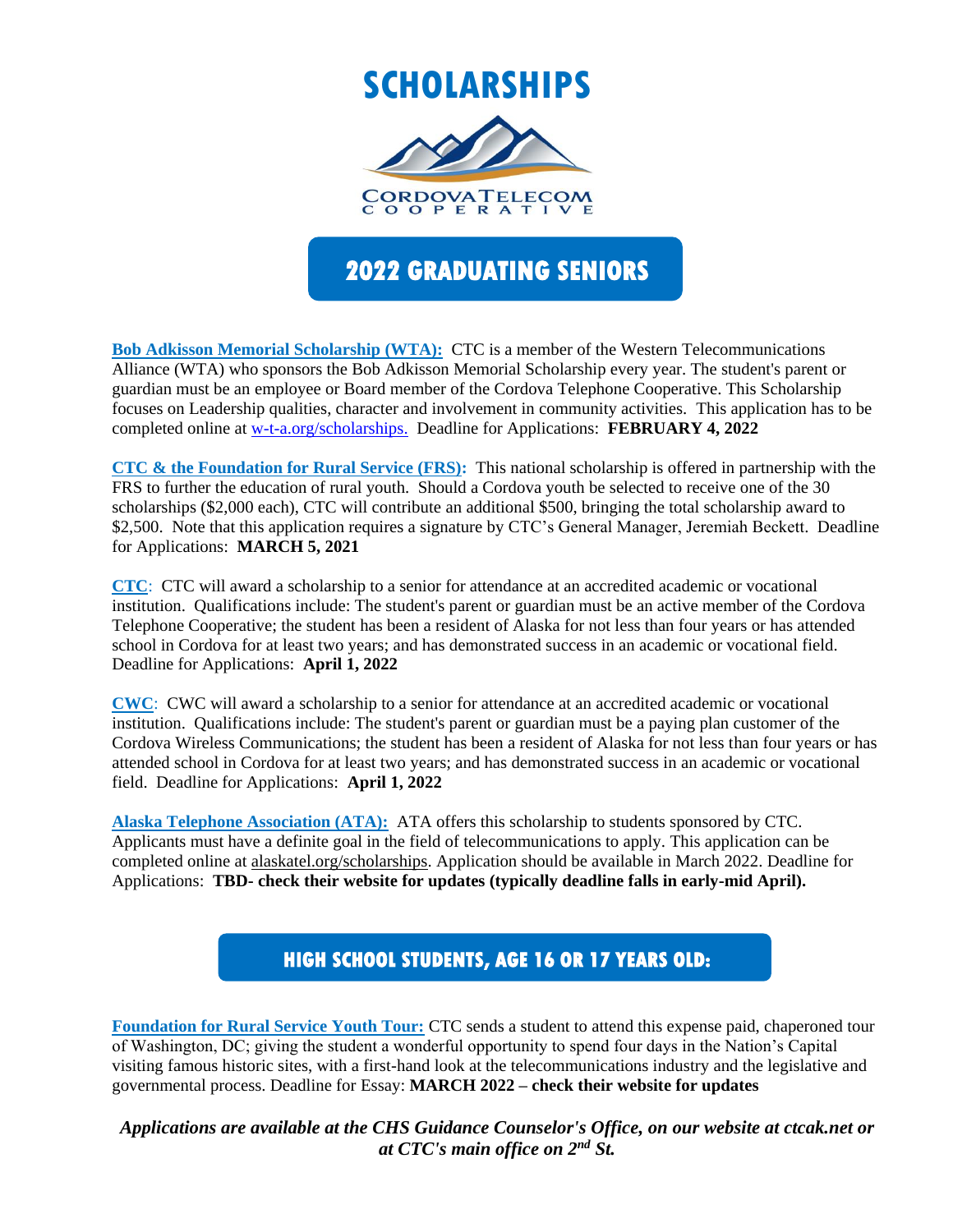# SCHOLARSHIPS

CORDOVATELECOM
COOPERATIVE

## 2022 GRADUATING SENIORS

**Bob Adkisson Memorial Scholarship (WTA):** CTC is a member of the Western Telecommunications Alliance (WTA) who sponsors the Bob Adkisson Memorial Scholarship every year. The student's parent or guardian must be an employee or Board member of the Cordova Telephone Cooperative. This Scholarship focuses on Leadership qualities, character and involvement in community activities. This application has to be completed online at w-t-a.org/scholarships. Deadline for Applications: **FEBRUARY 4, 2022**

**CTC & the Foundation for Rural Service (FRS):** This national scholarship is offered in partnership with the FRS to further the education of rural youth. Should a Cordova youth be selected to receive one of the 30 scholarships ($2,000 each), CTC will contribute an additional $500, bringing the total scholarship award to $2,500. Note that this application requires a signature by CTC's General Manager, Jeremiah Beckett. Deadline for Applications: **MARCH 5, 2021**

**CTC**: CTC will award a scholarship to a senior for attendance at an accredited academic or vocational institution. Qualifications include: The student's parent or guardian must be an active member of the Cordova Telephone Cooperative; the student has been a resident of Alaska for not less than four years or has attended school in Cordova for at least two years; and has demonstrated success in an academic or vocational field. Deadline for Applications: **April 1, 2022**

**CWC**: CWC will award a scholarship to a senior for attendance at an accredited academic or vocational institution. Qualifications include: The student's parent or guardian must be a paying plan customer of the Cordova Wireless Communications; the student has been a resident of Alaska for not less than four years or has attended school in Cordova for at least two years; and has demonstrated success in an academic or vocational field. Deadline for Applications: **April 1, 2022**

**Alaska Telephone Association (ATA):** ATA offers this scholarship to students sponsored by CTC. Applicants must have a definite goal in the field of telecommunications to apply. This application can be completed online at alaskatel.org/scholarships. Application should be available in March 2022. Deadline for Applications: **TBD- check their website for updates (typically deadline falls in early-mid April).**

## HIGH SCHOOL STUDENTS, AGE 16 OR 17 YEARS OLD:

**Foundation for Rural Service Youth Tour:** CTC sends a student to attend this expense paid, chaperoned tour of Washington, DC; giving the student a wonderful opportunity to spend four days in the Nation's Capital visiting famous historic sites, with a first-hand look at the telecommunications industry and the legislative and governmental process. Deadline for Essay: **MARCH 2022 – check their website for updates**

***Applications are available at the CHS Guidance Counselor's Office, on our website at ctcak.net or at CTC's main office on 2nd St.***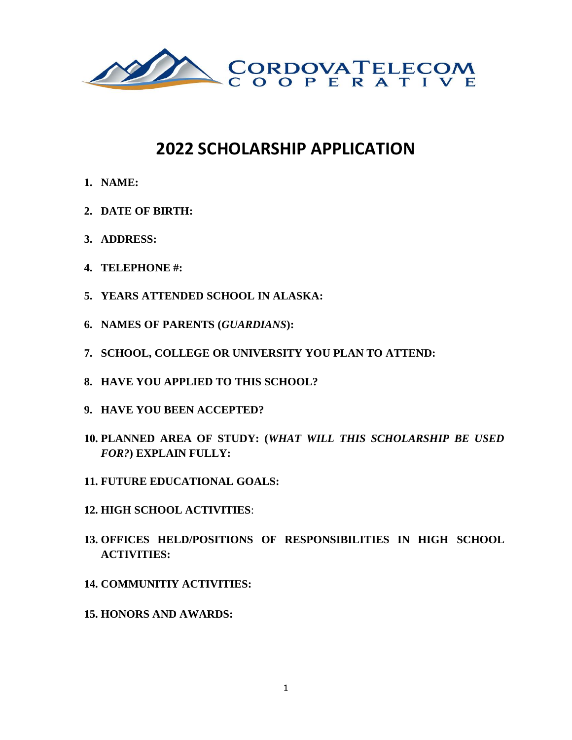CORDOVA TELECOM COOPERATIVE

# 2022 SCHOLARSHIP APPLICATION

1. **NAME:**
2. **DATE OF BIRTH:**
3. **ADDRESS:**
4. **TELEPHONE #:**
5. **YEARS ATTENDED SCHOOL IN ALASKA:**
6. **NAMES OF PARENTS (*GUARDIANS*):**
7. **SCHOOL, COLLEGE OR UNIVERSITY YOU PLAN TO ATTEND:**
8. **HAVE YOU APPLIED TO THIS SCHOOL?**
9. **HAVE YOU BEEN ACCEPTED?**
10. **PLANNED AREA OF STUDY: (*WHAT WILL THIS SCHOLARSHIP BE USED FOR?*) EXPLAIN FULLY:**
11. **FUTURE EDUCATIONAL GOALS:**
12. **HIGH SCHOOL ACTIVITIES**:
13. **OFFICES HELD/POSITIONS OF RESPONSIBILITIES IN HIGH SCHOOL ACTIVITIES:**
14. **COMMUNITIY ACTIVITIES:**
15. **HONORS AND AWARDS:**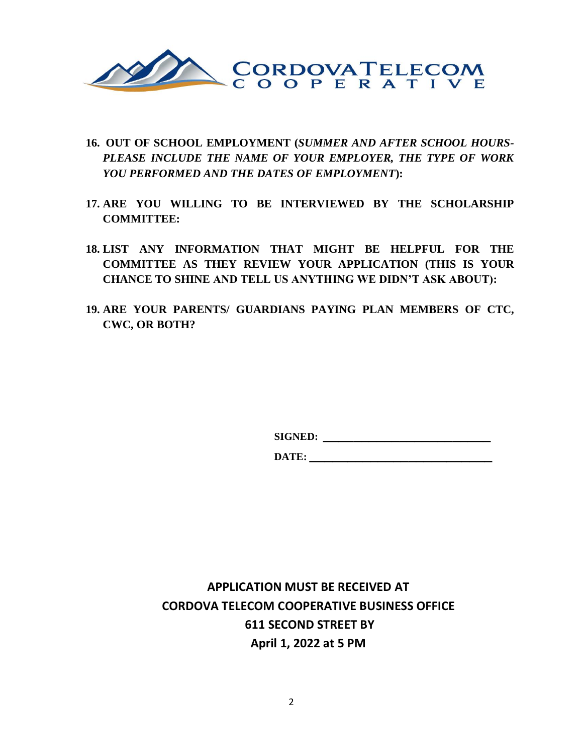CORDOVA TELECOM COOPERATIVE

16. **OUT OF SCHOOL EMPLOYMENT (*SUMMER AND AFTER SCHOOL HOURS- PLEASE INCLUDE THE NAME OF YOUR EMPLOYER, THE TYPE OF WORK YOU PERFORMED AND THE DATES OF EMPLOYMENT*):**

17. **ARE YOU WILLING TO BE INTERVIEWED BY THE SCHOLARSHIP COMMITTEE:**

18. **LIST ANY INFORMATION THAT MIGHT BE HELPFUL FOR THE COMMITTEE AS THEY REVIEW YOUR APPLICATION (THIS IS YOUR CHANCE TO SHINE AND TELL US ANYTHING WE DIDN'T ASK ABOUT):**

19. **ARE YOUR PARENTS/ GUARDIANS PAYING PLAN MEMBERS OF CTC, CWC, OR BOTH?**

**SIGNED:** ______________________________

**DATE:** ________________________________

**APPLICATION MUST BE RECEIVED AT**
**CORDOVA TELECOM COOPERATIVE BUSINESS OFFICE**
**611 SECOND STREET BY**
**April 1, 2022 at 5 PM**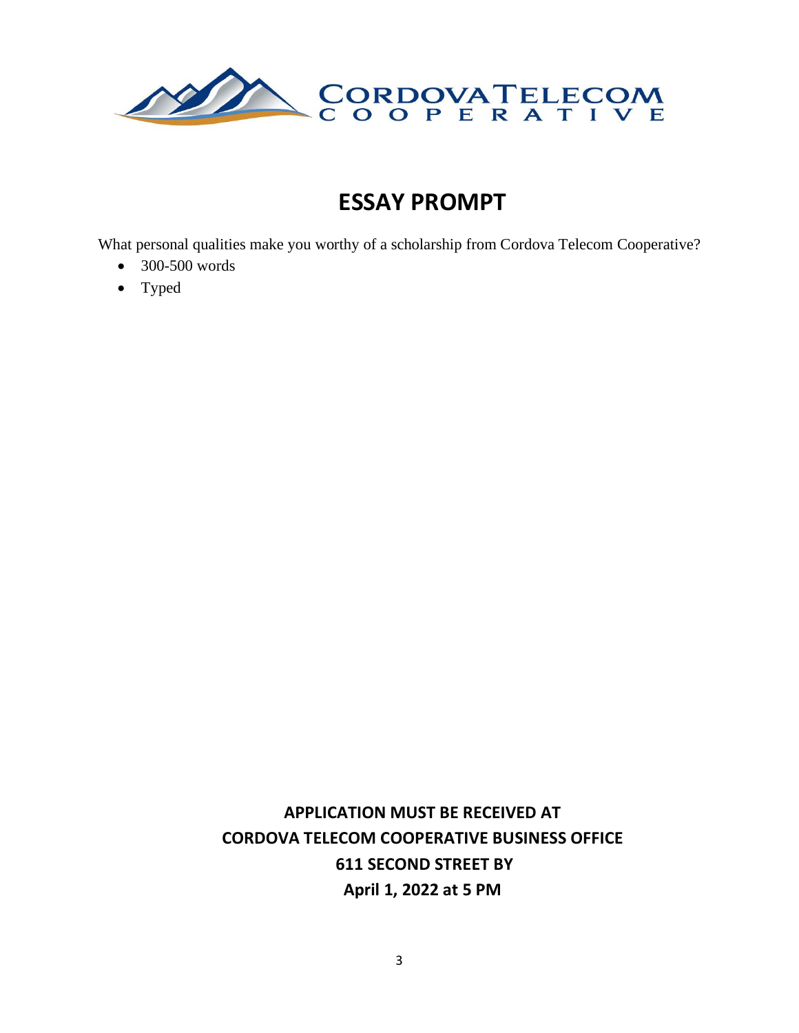CORDOVA TELECOM COOPERATIVE

# ESSAY PROMPT

What personal qualities make you worthy of a scholarship from Cordova Telecom Cooperative?

- 300-500 words
- Typed

**APPLICATION MUST BE RECEIVED AT**
**CORDOVA TELECOM COOPERATIVE BUSINESS OFFICE**
**611 SECOND STREET BY**
**April 1, 2022 at 5 PM**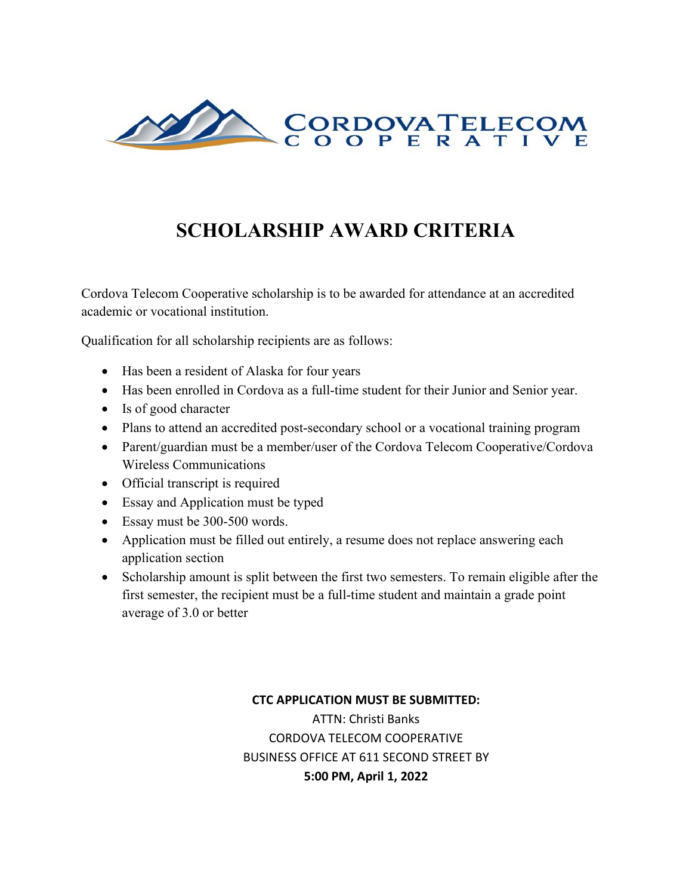CORDOVA TELECOM
COOPERATIVE

# SCHOLARSHIP AWARD CRITERIA

Cordova Telecom Cooperative scholarship is to be awarded for attendance at an accredited academic or vocational institution.

Qualification for all scholarship recipients are as follows:

- Has been a resident of Alaska for four years
- Has been enrolled in Cordova as a full-time student for their Junior and Senior year.
- Is of good character
- Plans to attend an accredited post-secondary school or a vocational training program
- Parent/guardian must be a member/user of the Cordova Telecom Cooperative/Cordova Wireless Communications
- Official transcript is required
- Essay and Application must be typed
- Essay must be 300-500 words.
- Application must be filled out entirely, a resume does not replace answering each application section
- Scholarship amount is split between the first two semesters. To remain eligible after the first semester, the recipient must be a full-time student and maintain a grade point average of 3.0 or better

**CTC APPLICATION MUST BE SUBMITTED:**

ATTN: Christi Banks

CORDOVA TELECOM COOPERATIVE

BUSINESS OFFICE AT 611 SECOND STREET BY

**5:00 PM, April 1, 2022**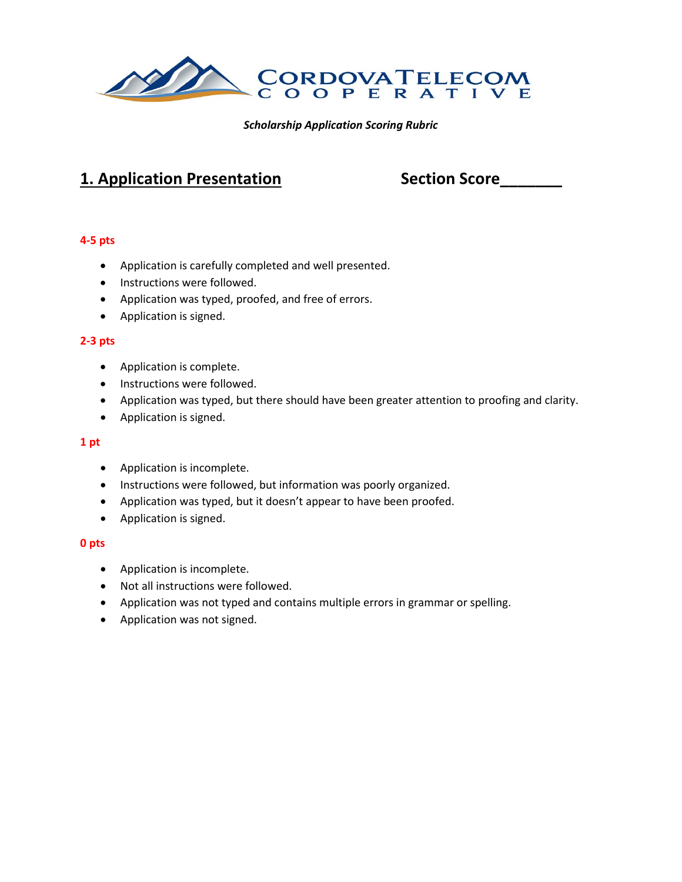CORDOVA TELECOM COOPERATIVE

*Scholarship Application Scoring Rubric*

## 1. Application Presentation

**Section Score_______**

**4-5 pts**

- Application is carefully completed and well presented.
- Instructions were followed.
- Application was typed, proofed, and free of errors.
- Application is signed.

**2-3 pts**

- Application is complete.
- Instructions were followed.
- Application was typed, but there should have been greater attention to proofing and clarity.
- Application is signed.

**1 pt**

- Application is incomplete.
- Instructions were followed, but information was poorly organized.
- Application was typed, but it doesn't appear to have been proofed.
- Application is signed.

**0 pts**

- Application is incomplete.
- Not all instructions were followed.
- Application was not typed and contains multiple errors in grammar or spelling.
- Application was not signed.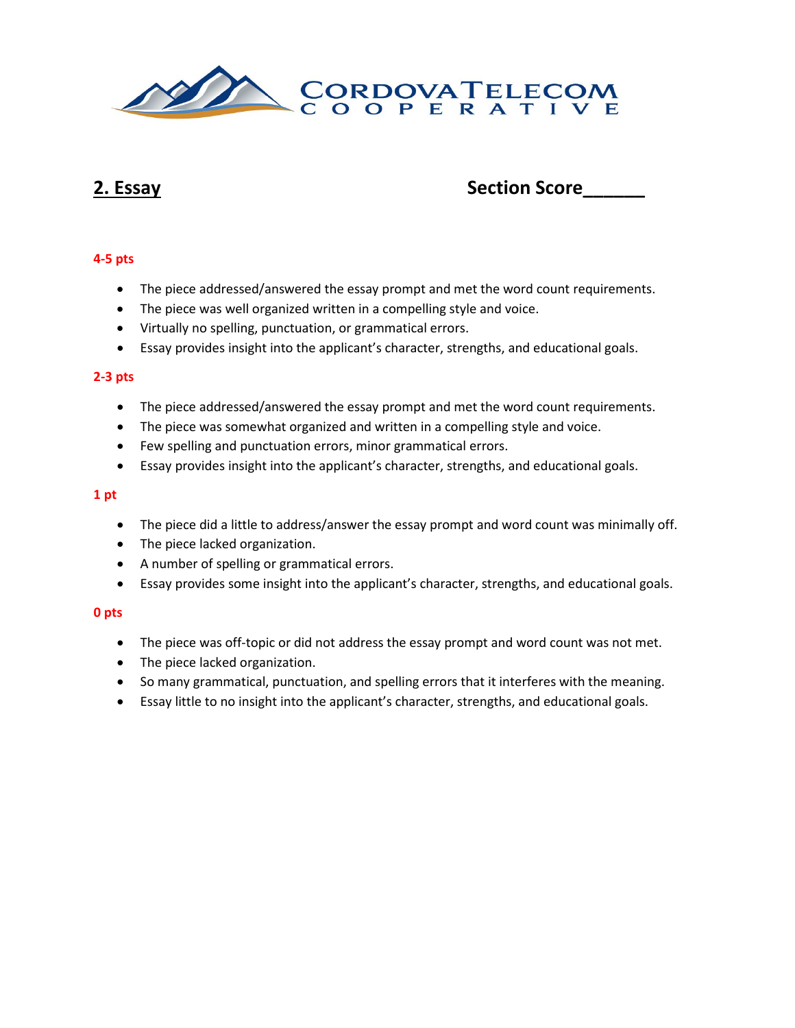CORDOVA TELECOM COOPERATIVE

## 2. Essay

**Section Score______**

**4-5 pts**

- The piece addressed/answered the essay prompt and met the word count requirements.
- The piece was well organized written in a compelling style and voice.
- Virtually no spelling, punctuation, or grammatical errors.
- Essay provides insight into the applicant's character, strengths, and educational goals.

**2-3 pts**

- The piece addressed/answered the essay prompt and met the word count requirements.
- The piece was somewhat organized and written in a compelling style and voice.
- Few spelling and punctuation errors, minor grammatical errors.
- Essay provides insight into the applicant's character, strengths, and educational goals.

**1 pt**

- The piece did a little to address/answer the essay prompt and word count was minimally off.
- The piece lacked organization.
- A number of spelling or grammatical errors.
- Essay provides some insight into the applicant's character, strengths, and educational goals.

**0 pts**

- The piece was off-topic or did not address the essay prompt and word count was not met.
- The piece lacked organization.
- So many grammatical, punctuation, and spelling errors that it interferes with the meaning.
- Essay little to no insight into the applicant's character, strengths, and educational goals.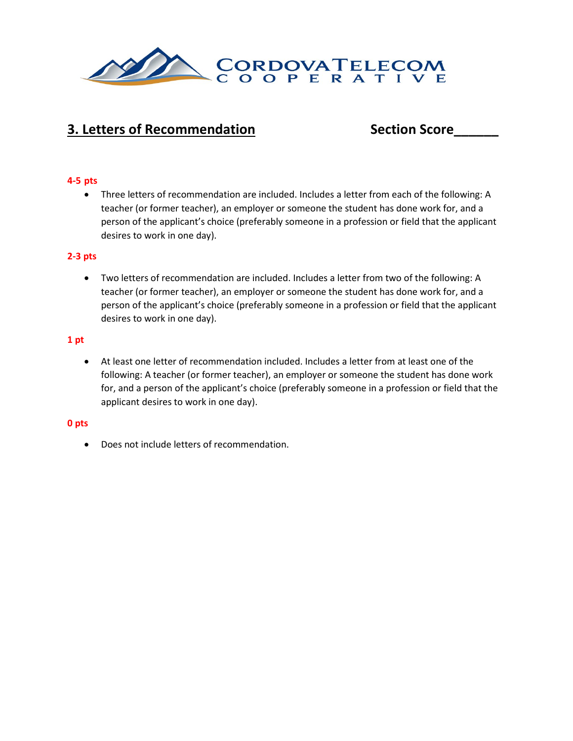## 3. Letters of Recommendation

**Section Score______**

**4-5 pts**

- Three letters of recommendation are included. Includes a letter from each of the following: A teacher (or former teacher), an employer or someone the student has done work for, and a person of the applicant's choice (preferably someone in a profession or field that the applicant desires to work in one day).

**2-3 pts**

- Two letters of recommendation are included. Includes a letter from two of the following: A teacher (or former teacher), an employer or someone the student has done work for, and a person of the applicant's choice (preferably someone in a profession or field that the applicant desires to work in one day).

**1 pt**

- At least one letter of recommendation included. Includes a letter from at least one of the following: A teacher (or former teacher), an employer or someone the student has done work for, and a person of the applicant's choice (preferably someone in a profession or field that the applicant desires to work in one day).

**0 pts**

- Does not include letters of recommendation.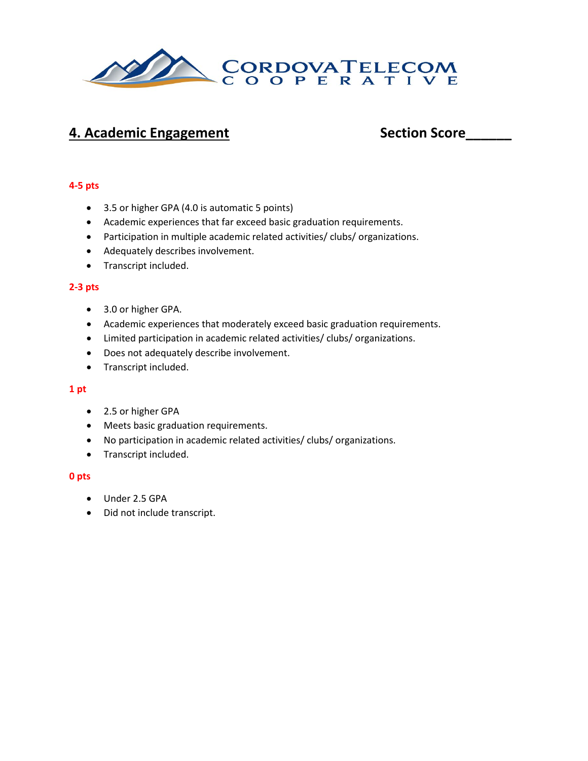## 4. Academic Engagement

**Section Score\_\_\_\_\_\_**

**4-5 pts**

- 3.5 or higher GPA (4.0 is automatic 5 points)
- Academic experiences that far exceed basic graduation requirements.
- Participation in multiple academic related activities/ clubs/ organizations.
- Adequately describes involvement.
- Transcript included.

**2-3 pts**

- 3.0 or higher GPA.
- Academic experiences that moderately exceed basic graduation requirements.
- Limited participation in academic related activities/ clubs/ organizations.
- Does not adequately describe involvement.
- Transcript included.

**1 pt**

- 2.5 or higher GPA
- Meets basic graduation requirements.
- No participation in academic related activities/ clubs/ organizations.
- Transcript included.

**0 pts**

- Under 2.5 GPA
- Did not include transcript.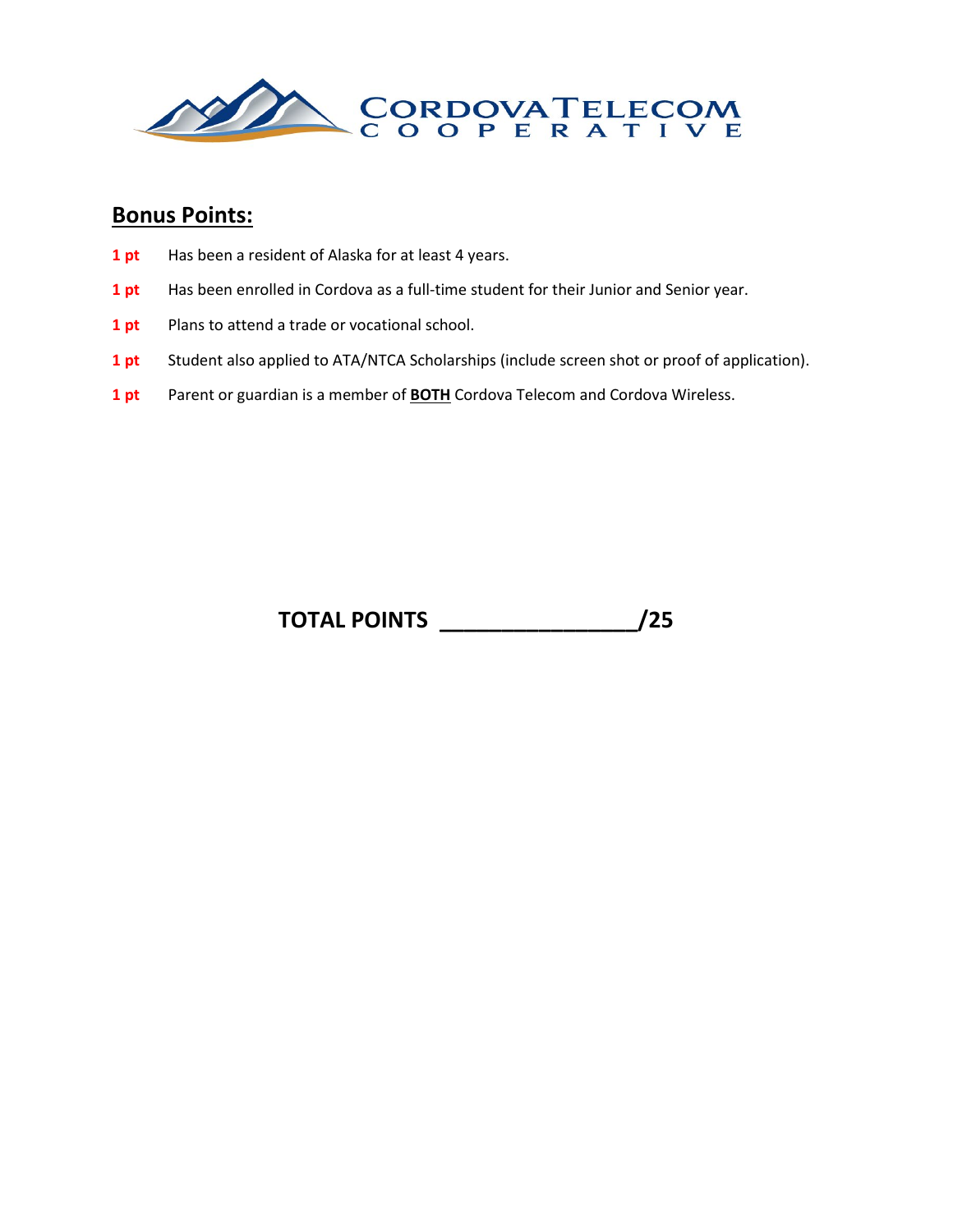## Bonus Points:

**1 pt** Has been a resident of Alaska for at least 4 years.

**1 pt** Has been enrolled in Cordova as a full-time student for their Junior and Senior year.

**1 pt** Plans to attend a trade or vocational school.

**1 pt** Student also applied to ATA/NTCA Scholarships (include screen shot or proof of application).

**1 pt** Parent or guardian is a member of **BOTH** Cordova Telecom and Cordova Wireless.

**TOTAL POINTS ________________/25**